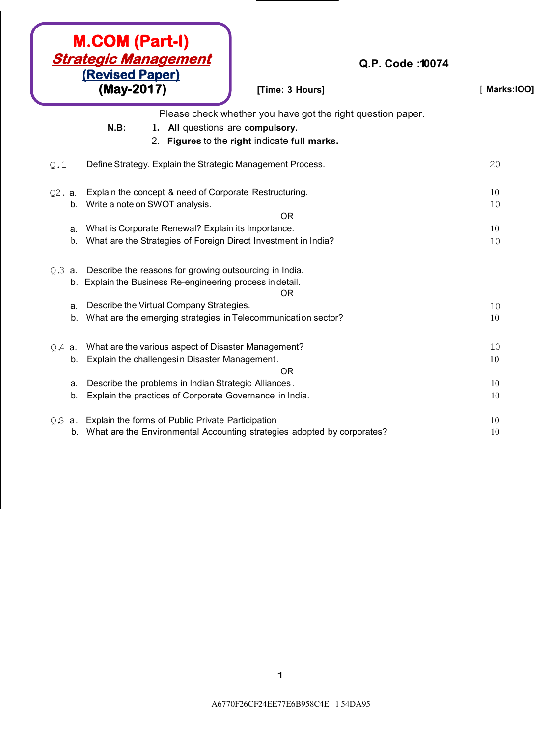# M.COM (Part-I)

## *Strategic Management*

**(Revised Paper)**

**(May-2017)**

**Q.P. Code :10074**

**[Time: 3 Hours]** **[ Marks:IOO]**

Please check whether you have got the right question paper.

**N.B:**
1. **All** questions are **compulsory.**
2. **Figures** to the **right** indicate **full marks.**

| | | | |
|---|---|---|---|
| Q.1 | | Define Strategy. Explain the Strategic Management Process. | 20 |
| Q2. | a. | Explain the concept & need of Corporate Restructuring. | 10 |
| | b. | Write a note on SWOT analysis. | 10 |
| | | OR | |
| | a. | What is Corporate Renewal? Explain its Importance. | 10 |
| | b. | What are the Strategies of Foreign Direct Investment in India? | 10 |
| Q.3 | a. | Describe the reasons for growing outsourcing in India. | |
| | b. | Explain the Business Re-engineering process in detail. | |
| | | OR | |
| | a. | Describe the Virtual Company Strategies. | 10 |
| | b. | What are the emerging strategies in Telecommunication sector? | 10 |
| Q.4 | a. | What are the various aspect of Disaster Management? | 10 |
| | b. | Explain the challengesin Disaster Management. | 10 |
| | | OR | |
| | a. | Describe the problems in Indian Strategic Alliances. | 10 |
| | b. | Explain the practices of Corporate Governance in India. | 10 |
| Q.5 | a. | Explain the forms of Public Private Participation | 10 |
| | b. | What are the Environmental Accounting strategies adopted by corporates? | 10 |

A6770F26CF24EE77E6B958C4E 1 54DA95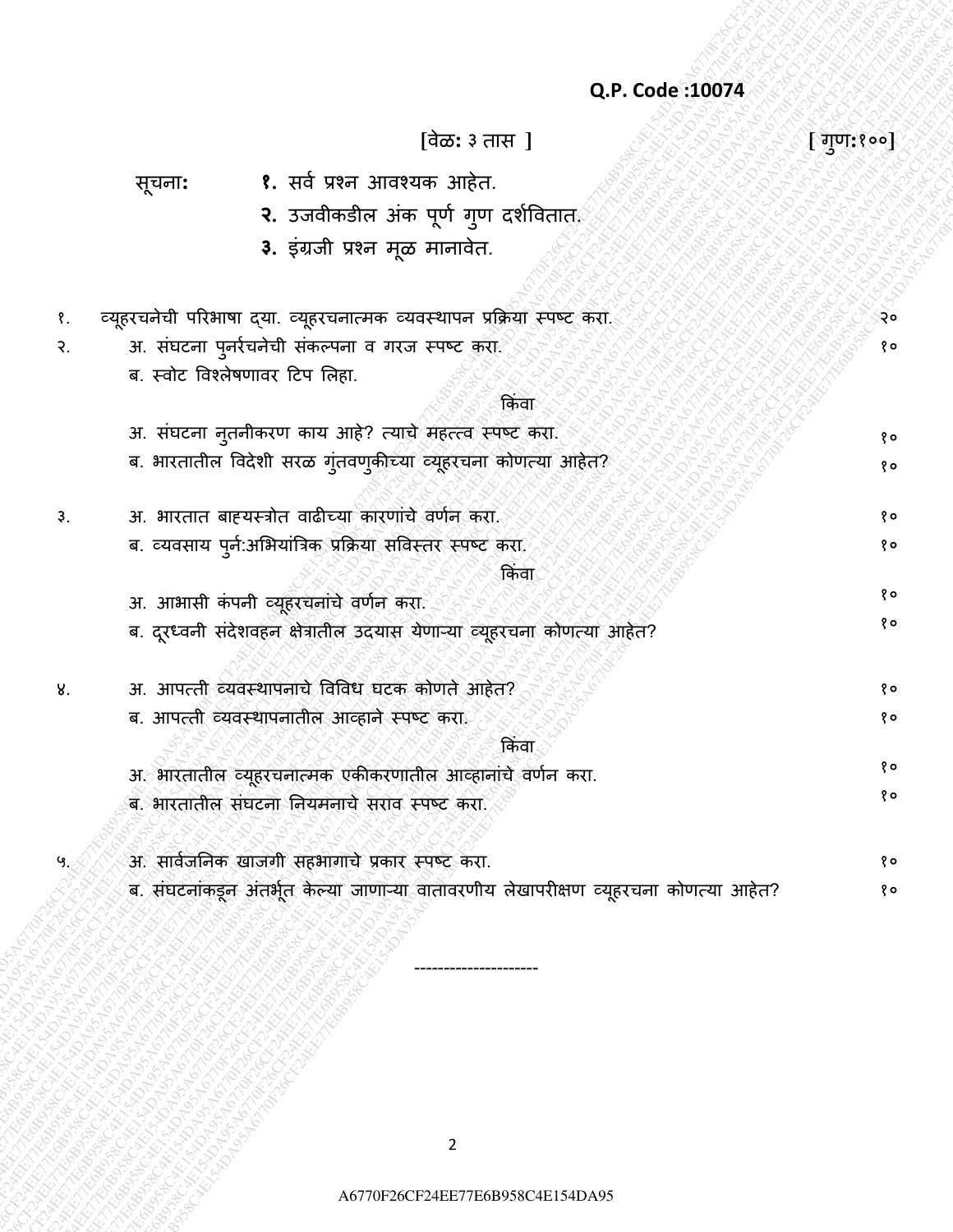**Q.P. Code :10074**

[वेळ: ३ तास ] [ गुण:१००]

सूचना:
**१.** सर्व प्रश्न आवश्यक आहेत.
**२.** उजवीकडील अंक पूर्ण गुण दर्शवितात.
**३.** इंग्रजी प्रश्न मूळ मानावेत.

१. व्यूहरचनेची परिभाषा द्या. व्यूहरचनात्मक व्यवस्थापन प्रक्रिया स्पष्ट करा. २०

२. अ. संघटना पुनर्रचनेची संकल्पना व गरज स्पष्ट करा. १०
ब. स्वोट विश्लेषणावर टिप लिहा.

किंवा

अ. संघटना नुतनीकरण काय आहे? त्याचे महत्त्व स्पष्ट करा. १०
ब. भारतातील विदेशी सरळ गुंतवणुकीच्या व्यूहरचना कोणत्या आहेत? १०

३. अ. भारतात बाह्यस्त्रोत वाढीच्या कारणांचे वर्णन करा. १०
ब. व्यवसाय पुर्न:अभियांत्रिक प्रक्रिया सविस्तर स्पष्ट करा. १०

किंवा

अ. आभासी कंपनी व्यूहरचनांचे वर्णन करा. १०
ब. दूरध्वनी संदेशवहन क्षेत्रातील उदयास येणाऱ्या व्यूहरचना कोणत्या आहेत? १०

४. अ. आपत्ती व्यवस्थापनाचे विविध घटक कोणते आहेत? १०
ब. आपत्ती व्यवस्थापनातील आव्हाने स्पष्ट करा. १०

किंवा

अ. भारतातील व्यूहरचनात्मक एकीकरणातील आव्हानांचे वर्णन करा. १०
ब. भारतातील संघटना नियमनाचे सराव स्पष्ट करा. १०

५. अ. सार्वजनिक खाजगी सहभागाचे प्रकार स्पष्ट करा. १०
ब. संघटनांकडून अंतर्भूत केल्या जाणाऱ्या वातावरणीय लेखापरीक्षण व्यूहरचना कोणत्या आहेत? १०

---------------------